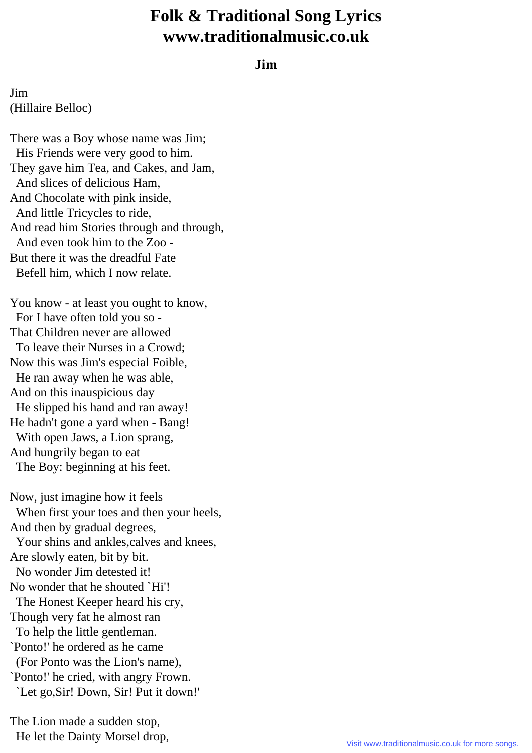# Folk & Traditional Song Lyrics www.traditionalmusic.co.uk

### Jim

Jim
(Hillaire Belloc)

There was a Boy whose name was Jim;
  His Friends were very good to him.
They gave him Tea, and Cakes, and Jam,
  And slices of delicious Ham,
And Chocolate with pink inside,
  And little Tricycles to ride,
And read him Stories through and through,
  And even took him to the Zoo -
But there it was the dreadful Fate
  Befell him, which I now relate.

You know - at least you ought to know,
  For I have often told you so -
That Children never are allowed
  To leave their Nurses in a Crowd;
Now this was Jim's especial Foible,
  He ran away when he was able,
And on this inauspicious day
  He slipped his hand and ran away!
He hadn't gone a yard when - Bang!
  With open Jaws, a Lion sprang,
And hungrily began to eat
  The Boy: beginning at his feet.

Now, just imagine how it feels
  When first your toes and then your heels,
And then by gradual degrees,
  Your shins and ankles,calves and knees,
Are slowly eaten, bit by bit.
  No wonder Jim detested it!
No wonder that he shouted `Hi'!
  The Honest Keeper heard his cry,
Though very fat he almost ran
  To help the little gentleman.
`Ponto!' he ordered as he came
  (For Ponto was the Lion's name),
`Ponto!' he cried, with angry Frown.
  `Let go,Sir! Down, Sir! Put it down!'

The Lion made a sudden stop,
  He let the Dainty Morsel drop,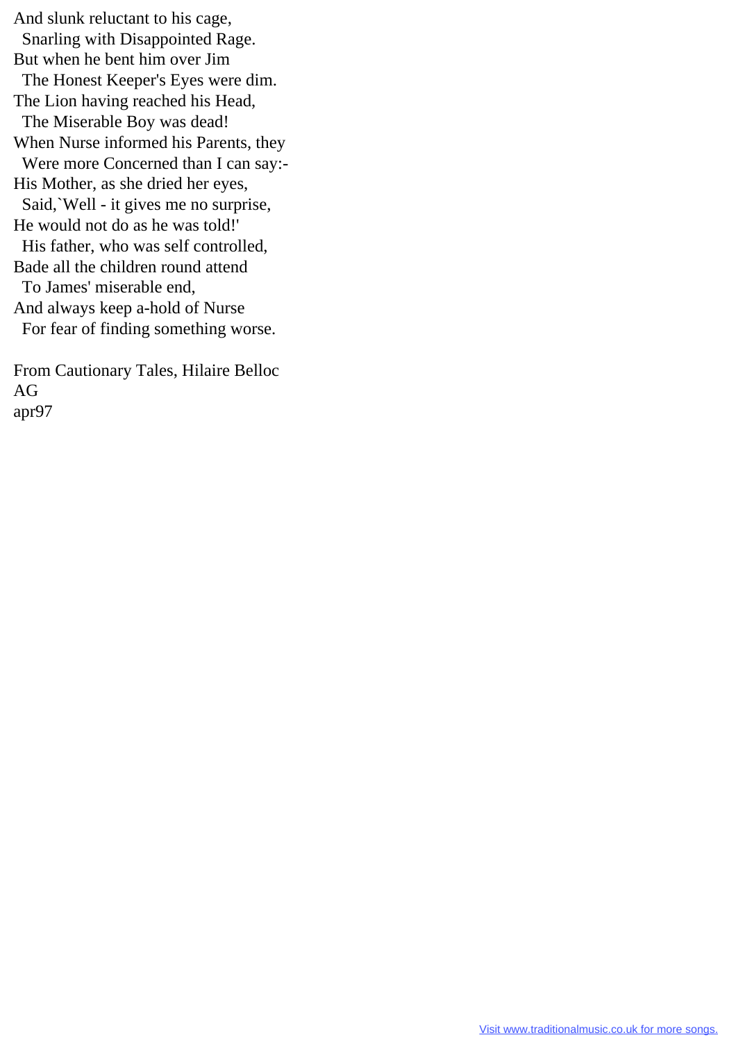And slunk reluctant to his cage,
  Snarling with Disappointed Rage.
But when he bent him over Jim
  The Honest Keeper's Eyes were dim.
The Lion having reached his Head,
  The Miserable Boy was dead!
When Nurse informed his Parents, they
  Were more Concerned than I can say:-
His Mother, as she dried her eyes,
  Said,`Well - it gives me no surprise,
He would not do as he was told!'
  His father, who was self controlled,
Bade all the children round attend
  To James' miserable end,
And always keep a-hold of Nurse
  For fear of finding something worse.

From Cautionary Tales, Hilaire Belloc
AG
apr97

Visit www.traditionalmusic.co.uk for more songs.